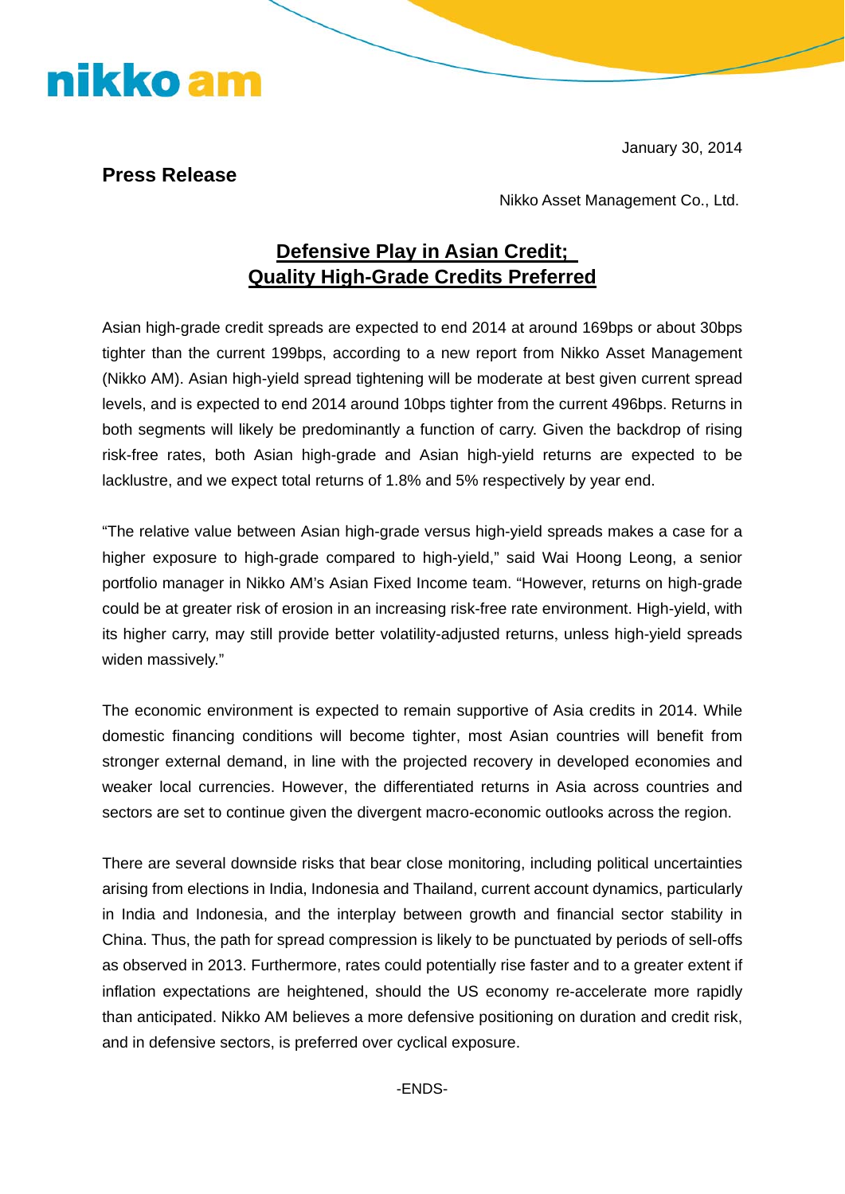nikko am

January 30, 2014

**Press Release**

Nikko Asset Management Co., Ltd.

# Defensive Play in Asian Credit; Quality High-Grade Credits Preferred

Asian high-grade credit spreads are expected to end 2014 at around 169bps or about 30bps tighter than the current 199bps, according to a new report from Nikko Asset Management (Nikko AM). Asian high-yield spread tightening will be moderate at best given current spread levels, and is expected to end 2014 around 10bps tighter from the current 496bps. Returns in both segments will likely be predominantly a function of carry. Given the backdrop of rising risk-free rates, both Asian high-grade and Asian high-yield returns are expected to be lacklustre, and we expect total returns of 1.8% and 5% respectively by year end.

"The relative value between Asian high-grade versus high-yield spreads makes a case for a higher exposure to high-grade compared to high-yield," said Wai Hoong Leong, a senior portfolio manager in Nikko AM's Asian Fixed Income team. "However, returns on high-grade could be at greater risk of erosion in an increasing risk-free rate environment. High-yield, with its higher carry, may still provide better volatility-adjusted returns, unless high-yield spreads widen massively."

The economic environment is expected to remain supportive of Asia credits in 2014. While domestic financing conditions will become tighter, most Asian countries will benefit from stronger external demand, in line with the projected recovery in developed economies and weaker local currencies. However, the differentiated returns in Asia across countries and sectors are set to continue given the divergent macro-economic outlooks across the region.

There are several downside risks that bear close monitoring, including political uncertainties arising from elections in India, Indonesia and Thailand, current account dynamics, particularly in India and Indonesia, and the interplay between growth and financial sector stability in China. Thus, the path for spread compression is likely to be punctuated by periods of sell-offs as observed in 2013. Furthermore, rates could potentially rise faster and to a greater extent if inflation expectations are heightened, should the US economy re-accelerate more rapidly than anticipated. Nikko AM believes a more defensive positioning on duration and credit risk, and in defensive sectors, is preferred over cyclical exposure.

-ENDS-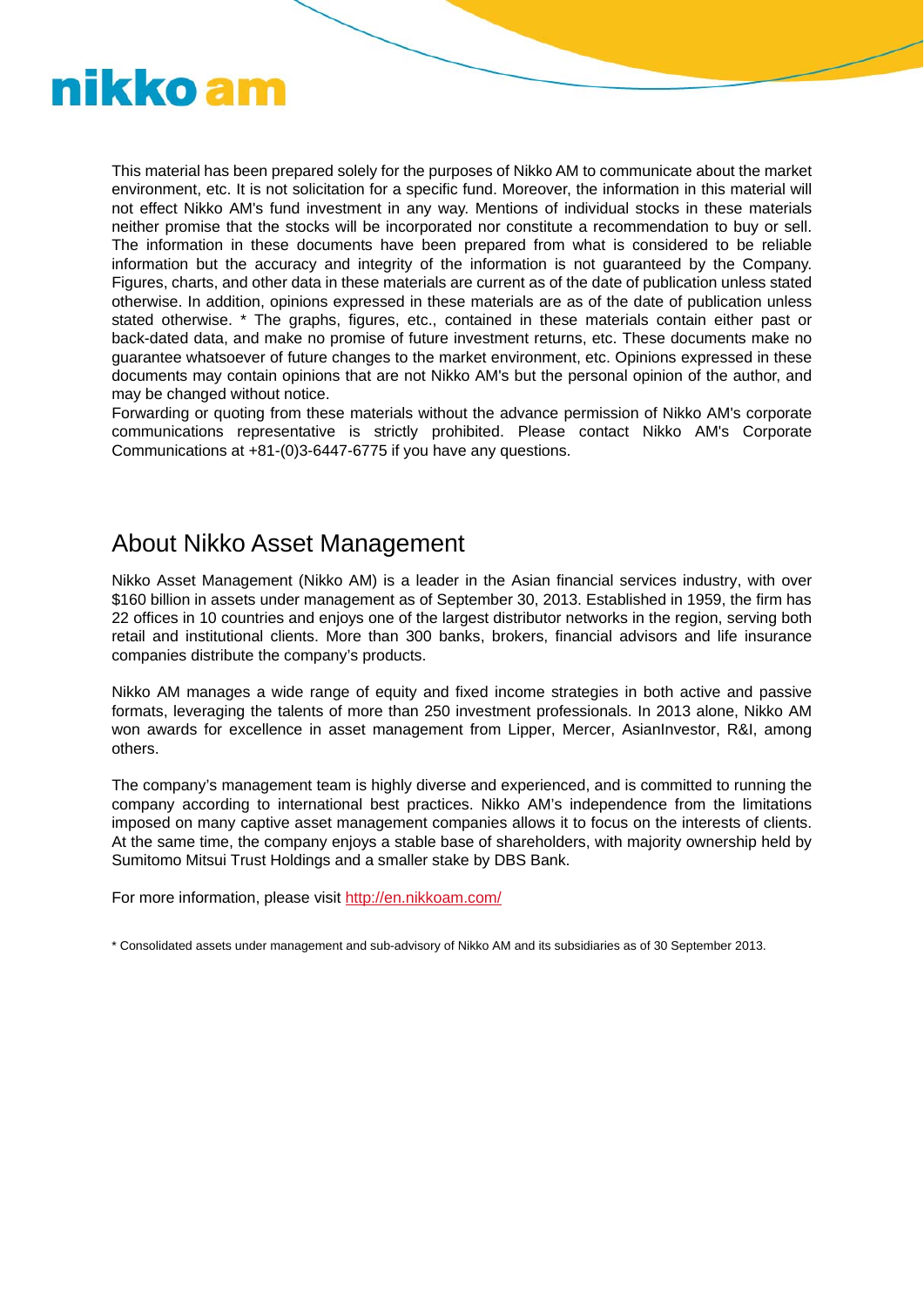This material has been prepared solely for the purposes of Nikko AM to communicate about the market environment, etc. It is not solicitation for a specific fund. Moreover, the information in this material will not effect Nikko AM's fund investment in any way. Mentions of individual stocks in these materials neither promise that the stocks will be incorporated nor constitute a recommendation to buy or sell. The information in these documents have been prepared from what is considered to be reliable information but the accuracy and integrity of the information is not guaranteed by the Company. Figures, charts, and other data in these materials are current as of the date of publication unless stated otherwise. In addition, opinions expressed in these materials are as of the date of publication unless stated otherwise. * The graphs, figures, etc., contained in these materials contain either past or back-dated data, and make no promise of future investment returns, etc. These documents make no guarantee whatsoever of future changes to the market environment, etc. Opinions expressed in these documents may contain opinions that are not Nikko AM's but the personal opinion of the author, and may be changed without notice.
Forwarding or quoting from these materials without the advance permission of Nikko AM's corporate communications representative is strictly prohibited. Please contact Nikko AM's Corporate Communications at +81-(0)3-6447-6775 if you have any questions.

## About Nikko Asset Management

Nikko Asset Management (Nikko AM) is a leader in the Asian financial services industry, with over $160 billion in assets under management as of September 30, 2013. Established in 1959, the firm has 22 offices in 10 countries and enjoys one of the largest distributor networks in the region, serving both retail and institutional clients. More than 300 banks, brokers, financial advisors and life insurance companies distribute the company's products.

Nikko AM manages a wide range of equity and fixed income strategies in both active and passive formats, leveraging the talents of more than 250 investment professionals. In 2013 alone, Nikko AM won awards for excellence in asset management from Lipper, Mercer, AsianInvestor, R&I, among others.

The company's management team is highly diverse and experienced, and is committed to running the company according to international best practices. Nikko AM's independence from the limitations imposed on many captive asset management companies allows it to focus on the interests of clients. At the same time, the company enjoys a stable base of shareholders, with majority ownership held by Sumitomo Mitsui Trust Holdings and a smaller stake by DBS Bank.

For more information, please visit http://en.nikkoam.com/

* Consolidated assets under management and sub-advisory of Nikko AM and its subsidiaries as of 30 September 2013.